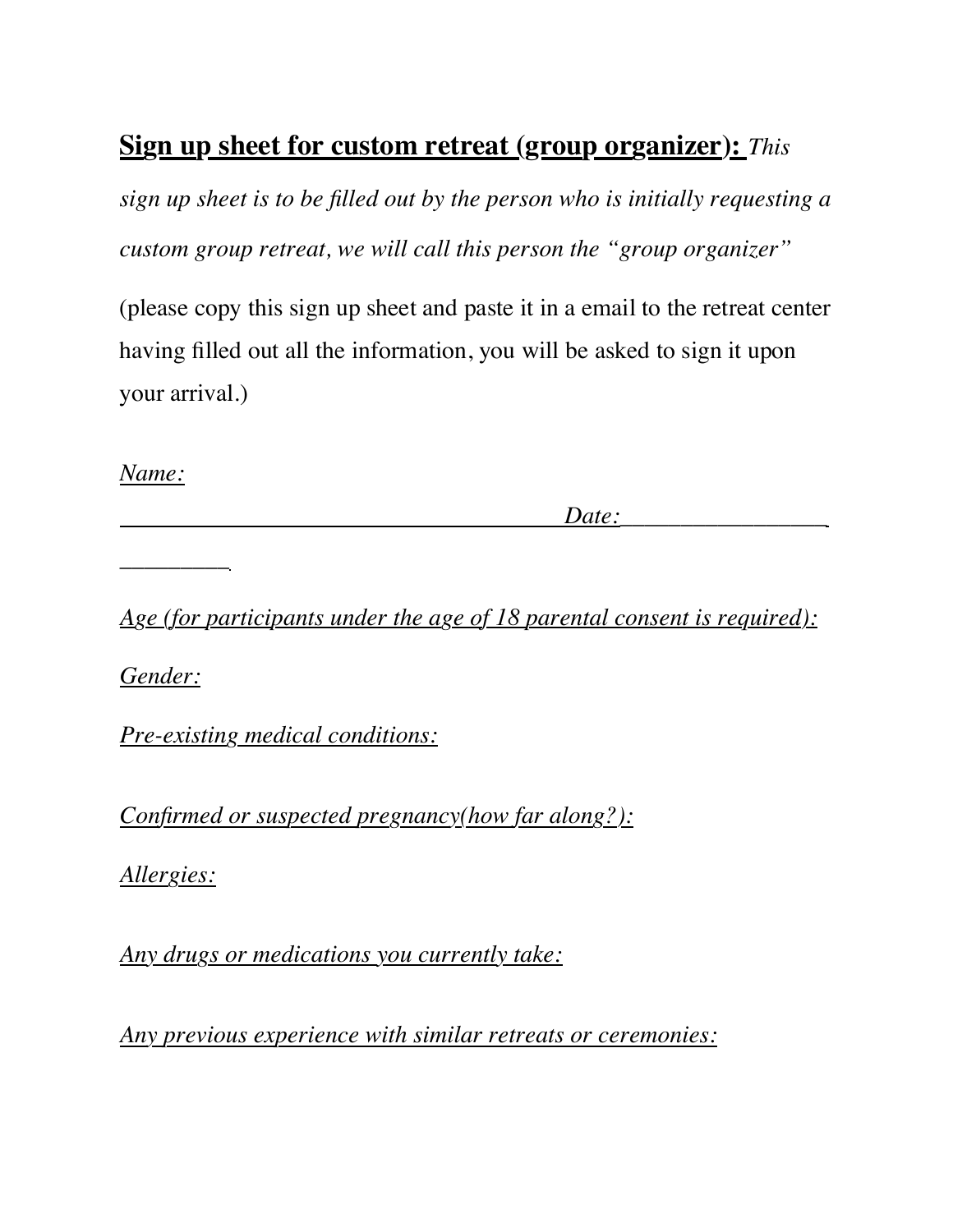**<u>Sign up sheet for custom retreat (group organizer):</u>** *This sign up sheet is to be filled out by the person who is initially requesting a custom group retreat, we will call this person the "group organizer"*

(please copy this sign up sheet and paste it in a email to the retreat center having filled out all the information, you will be asked to sign it upon your arrival.)

*<u>Name:</u>*

_______________________________________ *Date:*__________________

__________

*<u>Age (for participants under the age of 18 parental consent is required):</u>*

*<u>Gender:</u>*

*<u>Pre-existing medical conditions:</u>*

*<u>Confirmed or suspected pregnancy(how far along?):</u>*

*<u>Allergies:</u>*

*<u>Any drugs or medications you currently take:</u>*

*<u>Any previous experience with similar retreats or ceremonies:</u>*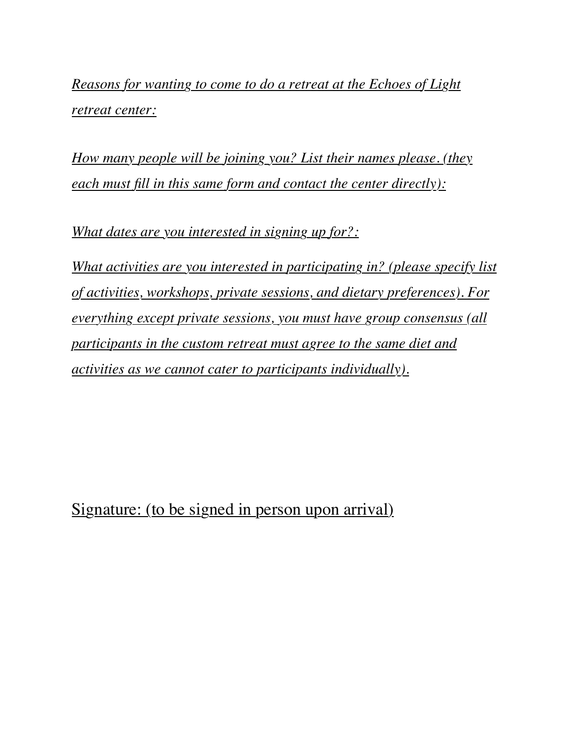*Reasons for wanting to come to do a retreat at the Echoes of Light retreat center:*

*How many people will be joining you? List their names please. (they each must fill in this same form and contact the center directly):*

*What dates are you interested in signing up for?:*

*What activities are you interested in participating in? (please specify list of activities, workshops, private sessions, and dietary preferences). For everything except private sessions, you must have group consensus (all participants in the custom retreat must agree to the same diet and activities as we cannot cater to participants individually).*

Signature: (to be signed in person upon arrival)